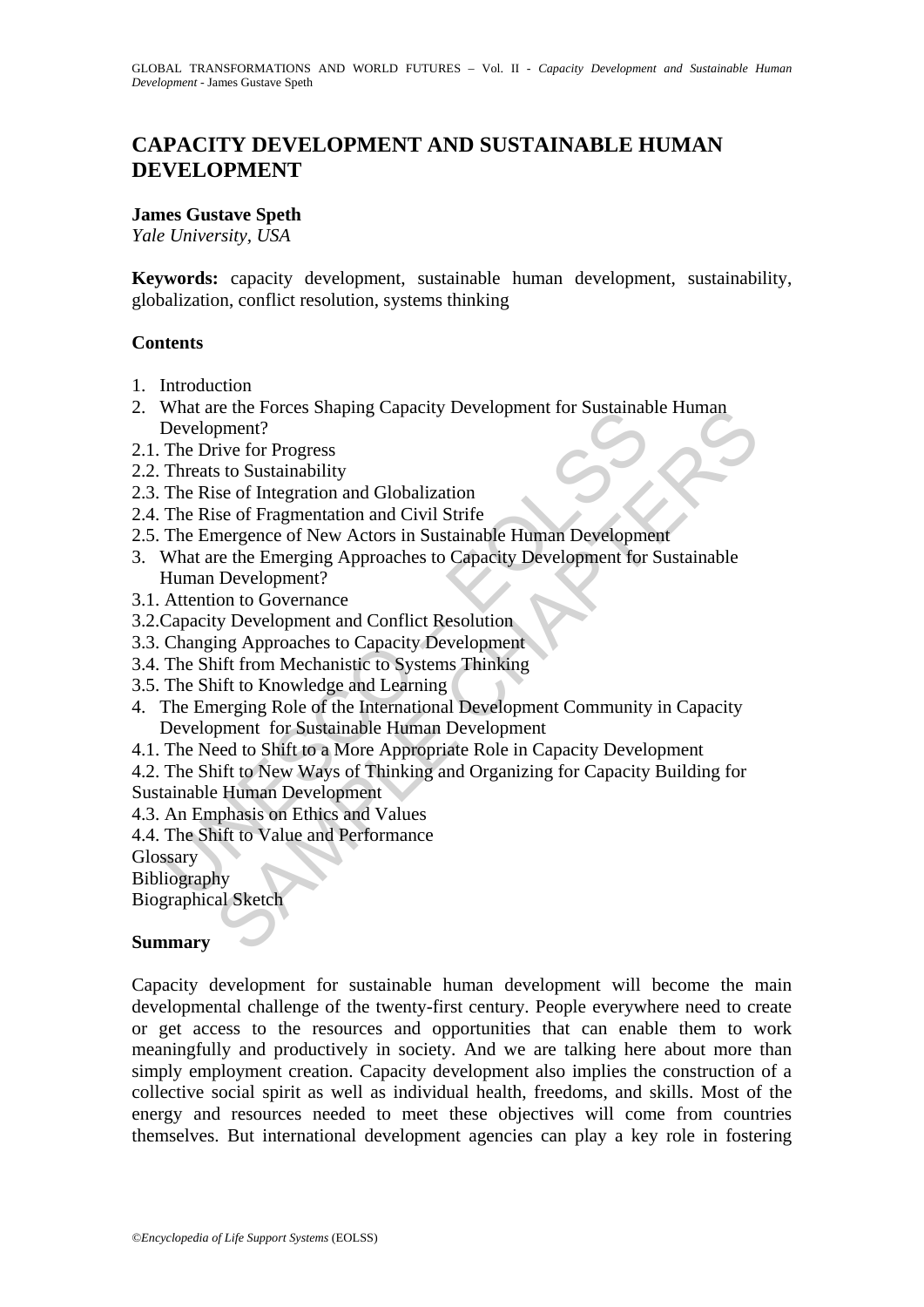# CAPACITY DEVELOPMENT AND SUSTAINABLE HUMAN DEVELOPMENT

**James Gustave Speth**
*Yale University, USA*

**Keywords:** capacity development, sustainable human development, sustainability, globalization, conflict resolution, systems thinking

## Contents

1. Introduction
2. What are the Forces Shaping Capacity Development for Sustainable Human Development?
2.1. The Drive for Progress
2.2. Threats to Sustainability
2.3. The Rise of Integration and Globalization
2.4. The Rise of Fragmentation and Civil Strife
2.5. The Emergence of New Actors in Sustainable Human Development
3. What are the Emerging Approaches to Capacity Development for Sustainable Human Development?
3.1. Attention to Governance
3.2.Capacity Development and Conflict Resolution
3.3. Changing Approaches to Capacity Development
3.4. The Shift from Mechanistic to Systems Thinking
3.5. The Shift to Knowledge and Learning
4. The Emerging Role of the International Development Community in Capacity Development for Sustainable Human Development
4.1. The Need to Shift to a More Appropriate Role in Capacity Development
4.2. The Shift to New Ways of Thinking and Organizing for Capacity Building for Sustainable Human Development
4.3. An Emphasis on Ethics and Values
4.4. The Shift to Value and Performance

Glossary
Bibliography
Biographical Sketch

## Summary

Capacity development for sustainable human development will become the main developmental challenge of the twenty-first century. People everywhere need to create or get access to the resources and opportunities that can enable them to work meaningfully and productively in society. And we are talking here about more than simply employment creation. Capacity development also implies the construction of a collective social spirit as well as individual health, freedoms, and skills. Most of the energy and resources needed to meet these objectives will come from countries themselves. But international development agencies can play a key role in fostering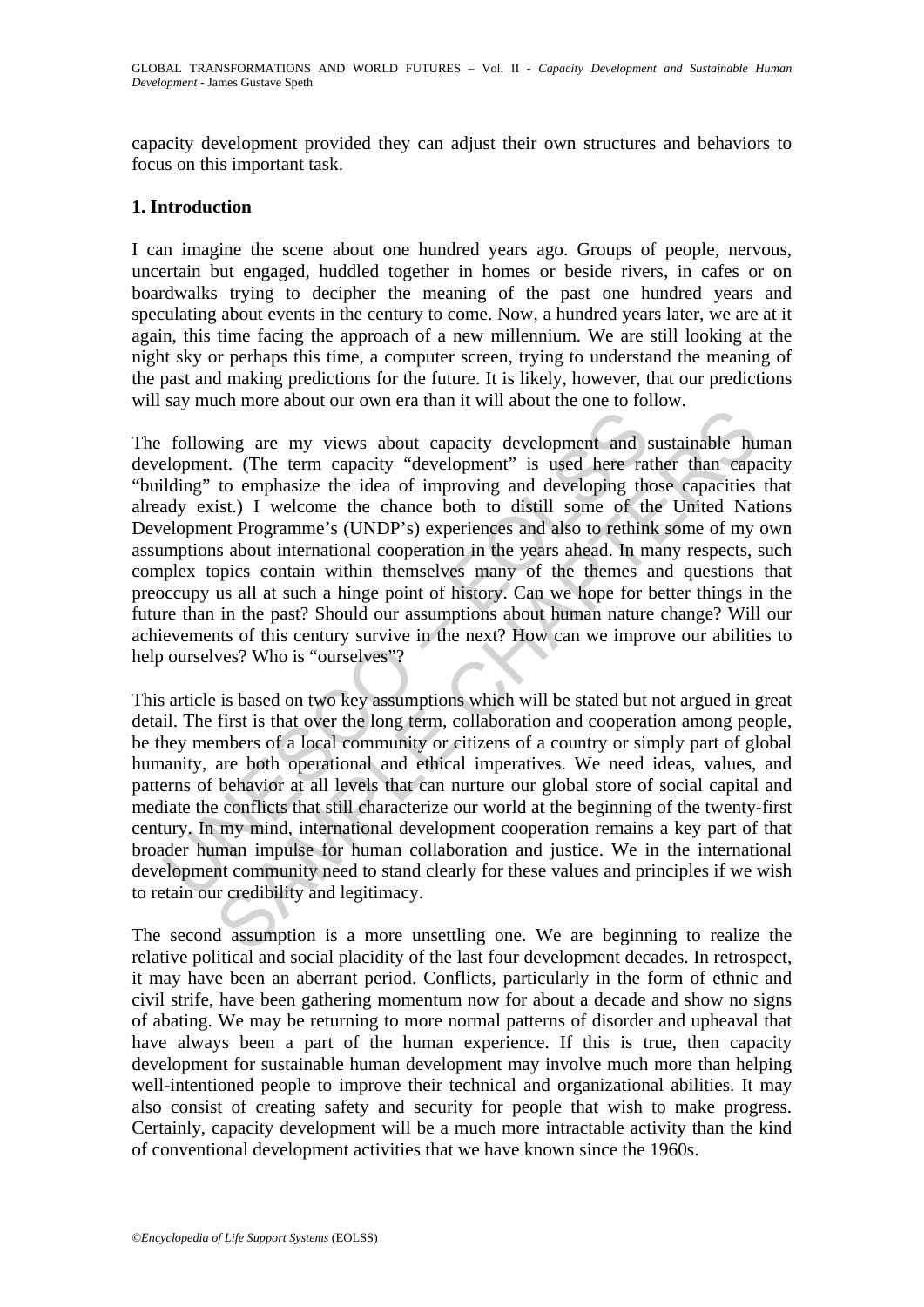capacity development provided they can adjust their own structures and behaviors to focus on this important task.

## 1. Introduction

I can imagine the scene about one hundred years ago. Groups of people, nervous, uncertain but engaged, huddled together in homes or beside rivers, in cafes or on boardwalks trying to decipher the meaning of the past one hundred years and speculating about events in the century to come. Now, a hundred years later, we are at it again, this time facing the approach of a new millennium. We are still looking at the night sky or perhaps this time, a computer screen, trying to understand the meaning of the past and making predictions for the future. It is likely, however, that our predictions will say much more about our own era than it will about the one to follow.

The following are my views about capacity development and sustainable human development. (The term capacity "development" is used here rather than capacity "building" to emphasize the idea of improving and developing those capacities that already exist.) I welcome the chance both to distill some of the United Nations Development Programme's (UNDP's) experiences and also to rethink some of my own assumptions about international cooperation in the years ahead. In many respects, such complex topics contain within themselves many of the themes and questions that preoccupy us all at such a hinge point of history. Can we hope for better things in the future than in the past? Should our assumptions about human nature change? Will our achievements of this century survive in the next? How can we improve our abilities to help ourselves? Who is "ourselves"?

This article is based on two key assumptions which will be stated but not argued in great detail. The first is that over the long term, collaboration and cooperation among people, be they members of a local community or citizens of a country or simply part of global humanity, are both operational and ethical imperatives. We need ideas, values, and patterns of behavior at all levels that can nurture our global store of social capital and mediate the conflicts that still characterize our world at the beginning of the twenty-first century. In my mind, international development cooperation remains a key part of that broader human impulse for human collaboration and justice. We in the international development community need to stand clearly for these values and principles if we wish to retain our credibility and legitimacy.

The second assumption is a more unsettling one. We are beginning to realize the relative political and social placidity of the last four development decades. In retrospect, it may have been an aberrant period. Conflicts, particularly in the form of ethnic and civil strife, have been gathering momentum now for about a decade and show no signs of abating. We may be returning to more normal patterns of disorder and upheaval that have always been a part of the human experience. If this is true, then capacity development for sustainable human development may involve much more than helping well-intentioned people to improve their technical and organizational abilities. It may also consist of creating safety and security for people that wish to make progress. Certainly, capacity development will be a much more intractable activity than the kind of conventional development activities that we have known since the 1960s.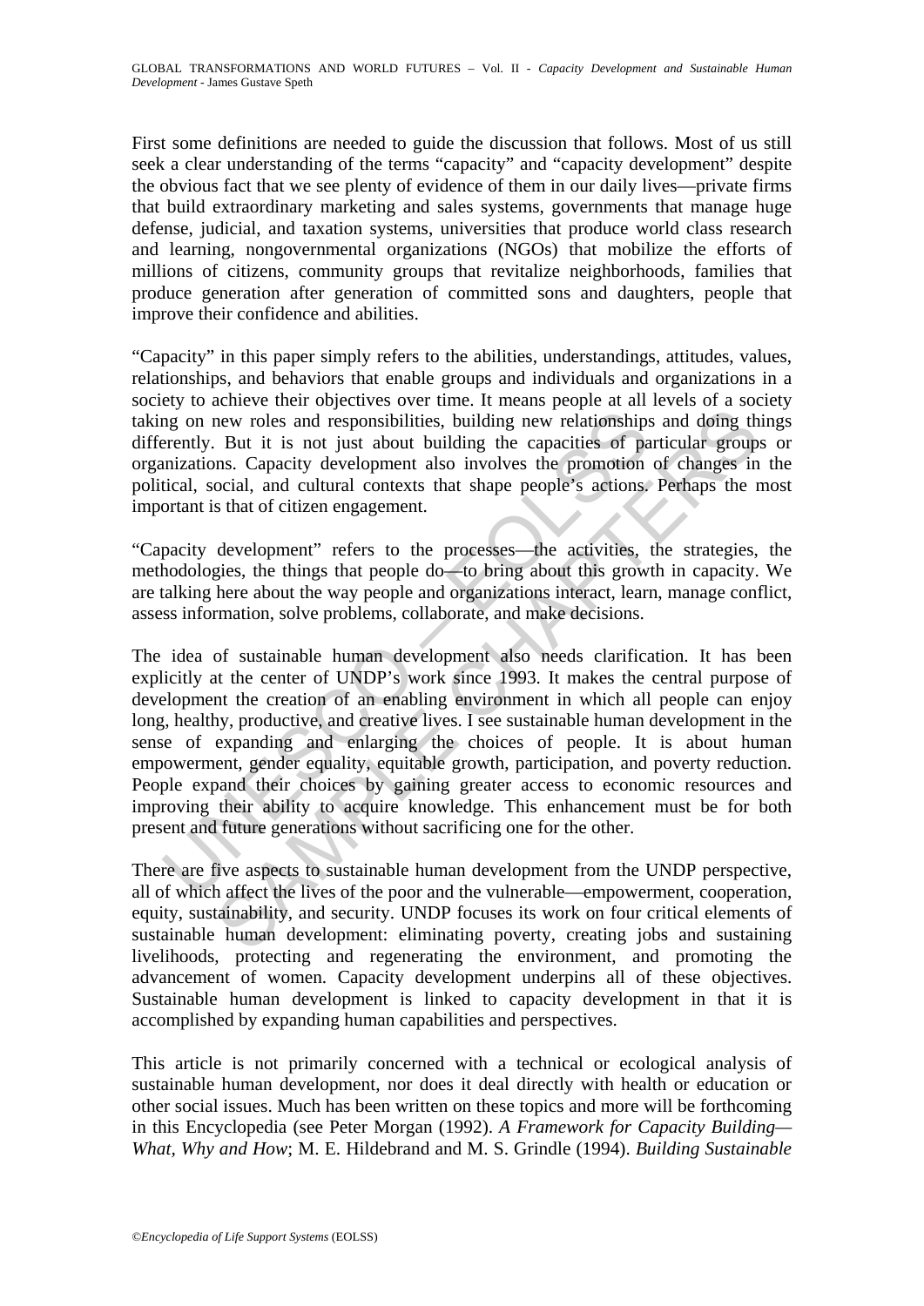First some definitions are needed to guide the discussion that follows. Most of us still seek a clear understanding of the terms "capacity" and "capacity development" despite the obvious fact that we see plenty of evidence of them in our daily lives—private firms that build extraordinary marketing and sales systems, governments that manage huge defense, judicial, and taxation systems, universities that produce world class research and learning, nongovernmental organizations (NGOs) that mobilize the efforts of millions of citizens, community groups that revitalize neighborhoods, families that produce generation after generation of committed sons and daughters, people that improve their confidence and abilities.

"Capacity" in this paper simply refers to the abilities, understandings, attitudes, values, relationships, and behaviors that enable groups and individuals and organizations in a society to achieve their objectives over time. It means people at all levels of a society taking on new roles and responsibilities, building new relationships and doing things differently. But it is not just about building the capacities of particular groups or organizations. Capacity development also involves the promotion of changes in the political, social, and cultural contexts that shape people's actions. Perhaps the most important is that of citizen engagement.

"Capacity development" refers to the processes—the activities, the strategies, the methodologies, the things that people do—to bring about this growth in capacity. We are talking here about the way people and organizations interact, learn, manage conflict, assess information, solve problems, collaborate, and make decisions.

The idea of sustainable human development also needs clarification. It has been explicitly at the center of UNDP's work since 1993. It makes the central purpose of development the creation of an enabling environment in which all people can enjoy long, healthy, productive, and creative lives. I see sustainable human development in the sense of expanding and enlarging the choices of people. It is about human empowerment, gender equality, equitable growth, participation, and poverty reduction. People expand their choices by gaining greater access to economic resources and improving their ability to acquire knowledge. This enhancement must be for both present and future generations without sacrificing one for the other.

There are five aspects to sustainable human development from the UNDP perspective, all of which affect the lives of the poor and the vulnerable—empowerment, cooperation, equity, sustainability, and security. UNDP focuses its work on four critical elements of sustainable human development: eliminating poverty, creating jobs and sustaining livelihoods, protecting and regenerating the environment, and promoting the advancement of women. Capacity development underpins all of these objectives. Sustainable human development is linked to capacity development in that it is accomplished by expanding human capabilities and perspectives.

This article is not primarily concerned with a technical or ecological analysis of sustainable human development, nor does it deal directly with health or education or other social issues. Much has been written on these topics and more will be forthcoming in this Encyclopedia (see Peter Morgan (1992). *A Framework for Capacity Building—What, Why and How*; M. E. Hildebrand and M. S. Grindle (1994). *Building Sustainable*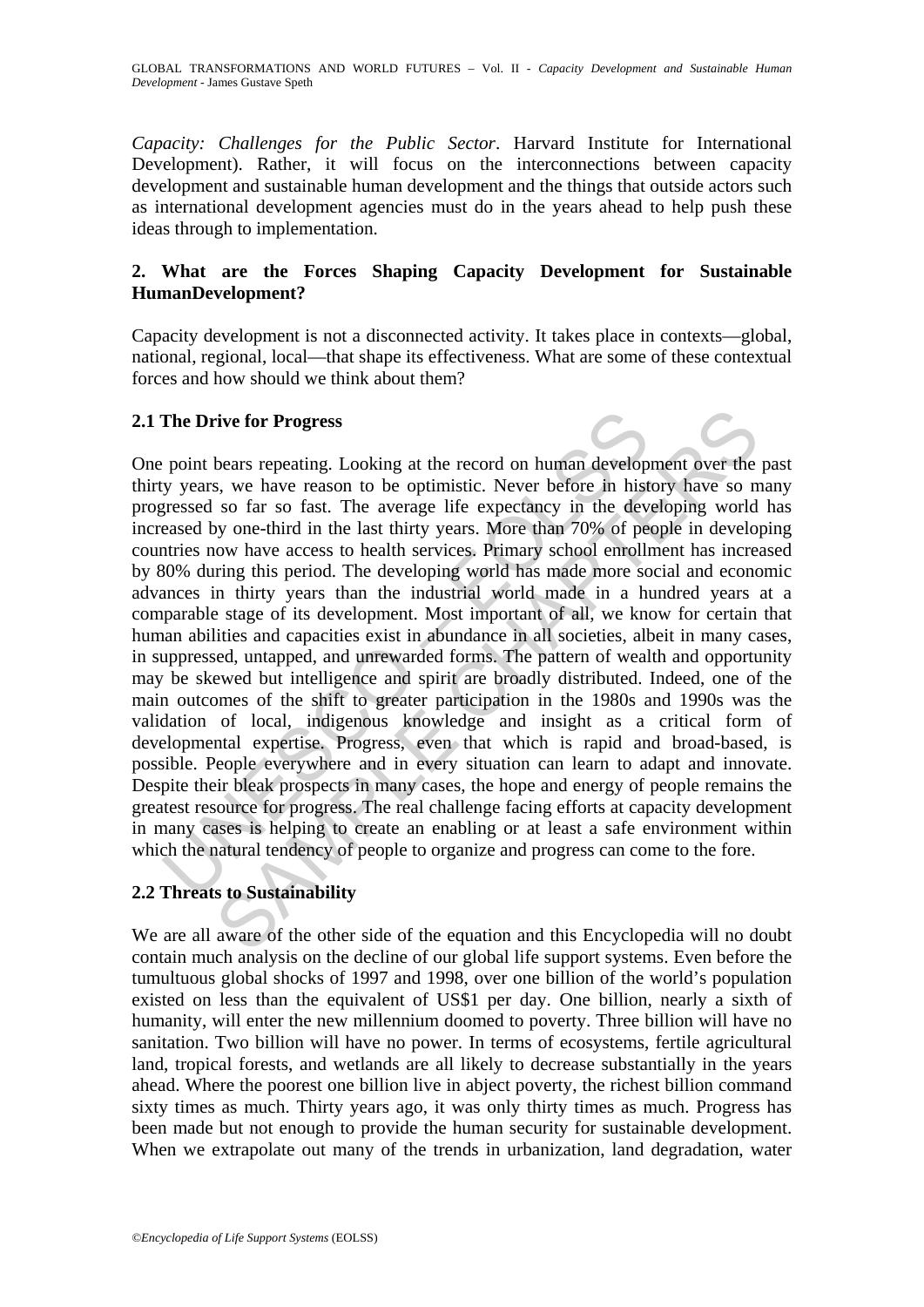*Capacity: Challenges for the Public Sector*. Harvard Institute for International Development). Rather, it will focus on the interconnections between capacity development and sustainable human development and the things that outside actors such as international development agencies must do in the years ahead to help push these ideas through to implementation.

## 2. What are the Forces Shaping Capacity Development for Sustainable HumanDevelopment?

Capacity development is not a disconnected activity. It takes place in contexts—global, national, regional, local—that shape its effectiveness. What are some of these contextual forces and how should we think about them?

### 2.1 The Drive for Progress

One point bears repeating. Looking at the record on human development over the past thirty years, we have reason to be optimistic. Never before in history have so many progressed so far so fast. The average life expectancy in the developing world has increased by one-third in the last thirty years. More than 70% of people in developing countries now have access to health services. Primary school enrollment has increased by 80% during this period. The developing world has made more social and economic advances in thirty years than the industrial world made in a hundred years at a comparable stage of its development. Most important of all, we know for certain that human abilities and capacities exist in abundance in all societies, albeit in many cases, in suppressed, untapped, and unrewarded forms. The pattern of wealth and opportunity may be skewed but intelligence and spirit are broadly distributed. Indeed, one of the main outcomes of the shift to greater participation in the 1980s and 1990s was the validation of local, indigenous knowledge and insight as a critical form of developmental expertise. Progress, even that which is rapid and broad-based, is possible. People everywhere and in every situation can learn to adapt and innovate. Despite their bleak prospects in many cases, the hope and energy of people remains the greatest resource for progress. The real challenge facing efforts at capacity development in many cases is helping to create an enabling or at least a safe environment within which the natural tendency of people to organize and progress can come to the fore.

### 2.2 Threats to Sustainability

We are all aware of the other side of the equation and this Encyclopedia will no doubt contain much analysis on the decline of our global life support systems. Even before the tumultuous global shocks of 1997 and 1998, over one billion of the world's population existed on less than the equivalent of US$1 per day. One billion, nearly a sixth of humanity, will enter the new millennium doomed to poverty. Three billion will have no sanitation. Two billion will have no power. In terms of ecosystems, fertile agricultural land, tropical forests, and wetlands are all likely to decrease substantially in the years ahead. Where the poorest one billion live in abject poverty, the richest billion command sixty times as much. Thirty years ago, it was only thirty times as much. Progress has been made but not enough to provide the human security for sustainable development. When we extrapolate out many of the trends in urbanization, land degradation, water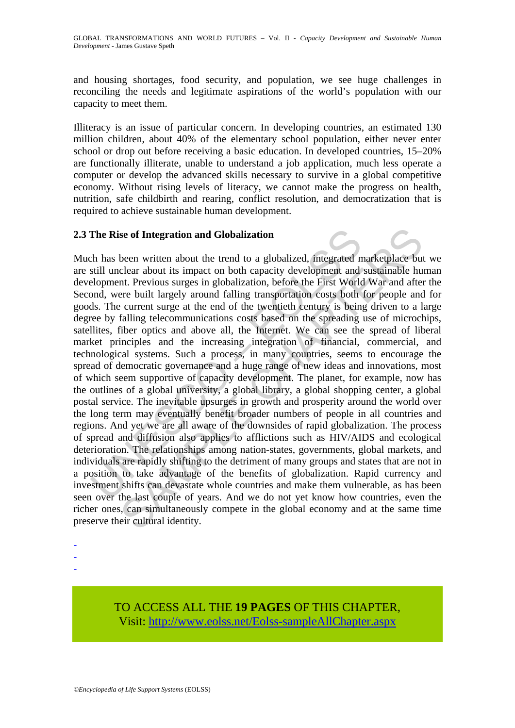and housing shortages, food security, and population, we see huge challenges in reconciling the needs and legitimate aspirations of the world's population with our capacity to meet them.

Illiteracy is an issue of particular concern. In developing countries, an estimated 130 million children, about 40% of the elementary school population, either never enter school or drop out before receiving a basic education. In developed countries, 15–20% are functionally illiterate, unable to understand a job application, much less operate a computer or develop the advanced skills necessary to survive in a global competitive economy. Without rising levels of literacy, we cannot make the progress on health, nutrition, safe childbirth and rearing, conflict resolution, and democratization that is required to achieve sustainable human development.

### 2.3 The Rise of Integration and Globalization

Much has been written about the trend to a globalized, integrated marketplace but we are still unclear about its impact on both capacity development and sustainable human development. Previous surges in globalization, before the First World War and after the Second, were built largely around falling transportation costs both for people and for goods. The current surge at the end of the twentieth century is being driven to a large degree by falling telecommunications costs based on the spreading use of microchips, satellites, fiber optics and above all, the Internet. We can see the spread of liberal market principles and the increasing integration of financial, commercial, and technological systems. Such a process, in many countries, seems to encourage the spread of democratic governance and a huge range of new ideas and innovations, most of which seem supportive of capacity development. The planet, for example, now has the outlines of a global university, a global library, a global shopping center, a global postal service. The inevitable upsurges in growth and prosperity around the world over the long term may eventually benefit broader numbers of people in all countries and regions. And yet we are all aware of the downsides of rapid globalization. The process of spread and diffusion also applies to afflictions such as HIV/AIDS and ecological deterioration. The relationships among nation-states, governments, global markets, and individuals are rapidly shifting to the detriment of many groups and states that are not in a position to take advantage of the benefits of globalization. Rapid currency and investment shifts can devastate whole countries and make them vulnerable, as has been seen over the last couple of years. And we do not yet know how countries, even the richer ones, can simultaneously compete in the global economy and at the same time preserve their cultural identity.

-
-
-

TO ACCESS ALL THE **19 PAGES** OF THIS CHAPTER,
Visit: http://www.eolss.net/Eolss-sampleAllChapter.aspx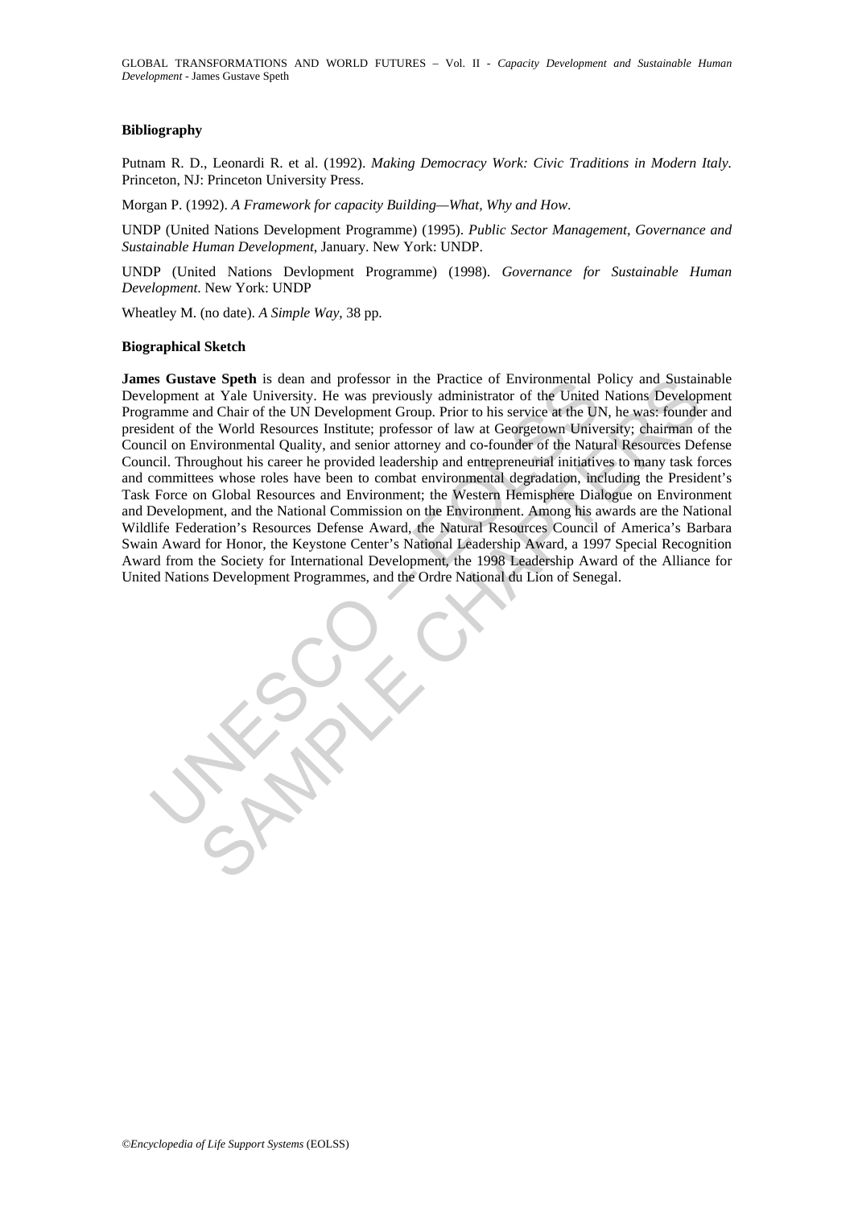### Bibliography

Putnam R. D., Leonardi R. et al. (1992). *Making Democracy Work: Civic Traditions in Modern Italy*. Princeton, NJ: Princeton University Press.

Morgan P. (1992). *A Framework for capacity Building—What, Why and How*.

UNDP (United Nations Development Programme) (1995). *Public Sector Management, Governance and Sustainable Human Development*, January. New York: UNDP.

UNDP (United Nations Devlopment Programme) (1998). *Governance for Sustainable Human Development*. New York: UNDP

Wheatley M. (no date). *A Simple Way*, 38 pp.

### Biographical Sketch

**James Gustave Speth** is dean and professor in the Practice of Environmental Policy and Sustainable Development at Yale University. He was previously administrator of the United Nations Development Programme and Chair of the UN Development Group. Prior to his service at the UN, he was: founder and president of the World Resources Institute; professor of law at Georgetown University; chairman of the Council on Environmental Quality, and senior attorney and co-founder of the Natural Resources Defense Council. Throughout his career he provided leadership and entrepreneurial initiatives to many task forces and committees whose roles have been to combat environmental degradation, including the President's Task Force on Global Resources and Environment; the Western Hemisphere Dialogue on Environment and Development, and the National Commission on the Environment. Among his awards are the National Wildlife Federation's Resources Defense Award, the Natural Resources Council of America's Barbara Swain Award for Honor, the Keystone Center's National Leadership Award, a 1997 Special Recognition Award from the Society for International Development, the 1998 Leadership Award of the Alliance for United Nations Development Programmes, and the Ordre National du Lion of Senegal.